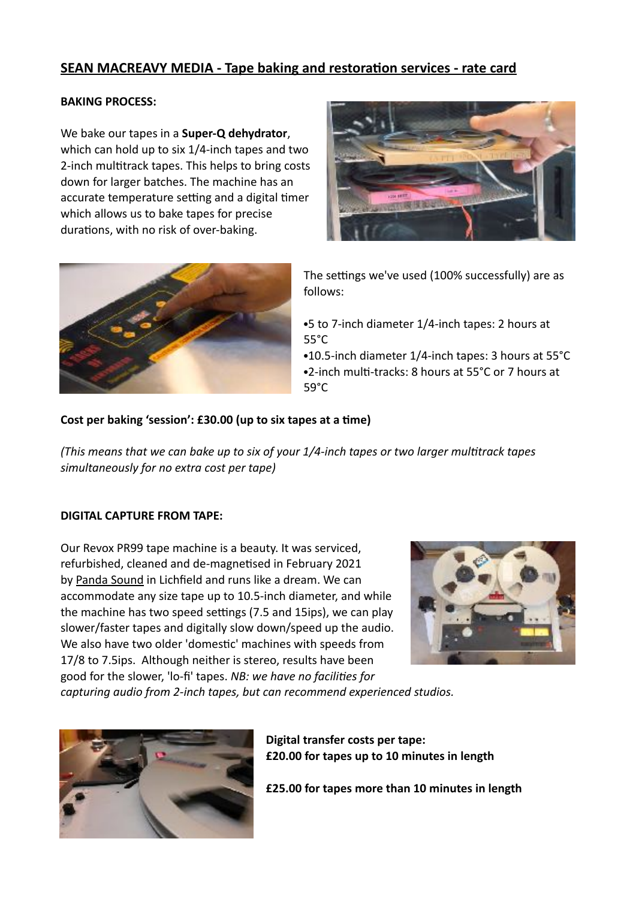# SEAN MACREAVY MEDIA - Tape baking and restoration services - rate card

**BAKING PROCESS:**

We bake our tapes in a **Super-Q dehydrator**, which can hold up to six 1/4-inch tapes and two 2-inch multitrack tapes. This helps to bring costs down for larger batches. The machine has an accurate temperature setting and a digital timer which allows us to bake tapes for precise durations, with no risk of over-baking.

The settings we've used (100% successfully) are as follows:

- 5 to 7-inch diameter 1/4-inch tapes: 2 hours at 55°C
- 10.5-inch diameter 1/4-inch tapes: 3 hours at 55°C
- 2-inch multi-tracks: 8 hours at 55°C or 7 hours at 59°C

**Cost per baking 'session': £30.00 (up to six tapes at a time)**

*(This means that we can bake up to six of your 1/4-inch tapes or two larger multitrack tapes simultaneously for no extra cost per tape)*

**DIGITAL CAPTURE FROM TAPE:**

Our Revox PR99 tape machine is a beauty. It was serviced, refurbished, cleaned and de-magnetised in February 2021 by Panda Sound in Lichfield and runs like a dream. We can accommodate any size tape up to 10.5-inch diameter, and while the machine has two speed settings (7.5 and 15ips), we can play slower/faster tapes and digitally slow down/speed up the audio. We also have two older 'domestic' machines with speeds from 17/8 to 7.5ips. Although neither is stereo, results have been good for the slower, 'lo-fi' tapes. *NB: we have no facilities for capturing audio from 2-inch tapes, but can recommend experienced studios.*

**Digital transfer costs per tape:**
**£20.00 for tapes up to 10 minutes in length**

**£25.00 for tapes more than 10 minutes in length**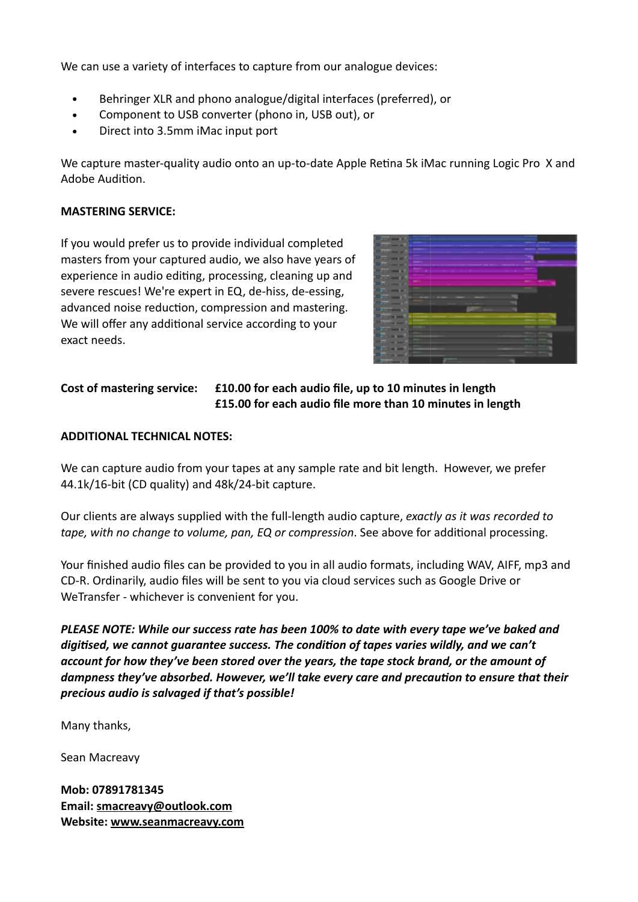We can use a variety of interfaces to capture from our analogue devices:

- Behringer XLR and phono analogue/digital interfaces (preferred), or
- Component to USB converter (phono in, USB out), or
- Direct into 3.5mm iMac input port

We capture master-quality audio onto an up-to-date Apple Retina 5k iMac running Logic Pro X and Adobe Audition.

**MASTERING SERVICE:**

If you would prefer us to provide individual completed masters from your captured audio, we also have years of experience in audio editing, processing, cleaning up and severe rescues! We're expert in EQ, de-hiss, de-essing, advanced noise reduction, compression and mastering. We will offer any additional service according to your exact needs.

**Cost of mastering service:** **£10.00 for each audio file, up to 10 minutes in length**
**£15.00 for each audio file more than 10 minutes in length**

**ADDITIONAL TECHNICAL NOTES:**

We can capture audio from your tapes at any sample rate and bit length. However, we prefer 44.1k/16-bit (CD quality) and 48k/24-bit capture.

Our clients are always supplied with the full-length audio capture, *exactly as it was recorded to tape, with no change to volume, pan, EQ or compression*. See above for additional processing.

Your finished audio files can be provided to you in all audio formats, including WAV, AIFF, mp3 and CD-R. Ordinarily, audio files will be sent to you via cloud services such as Google Drive or WeTransfer - whichever is convenient for you.

***PLEASE NOTE: While our success rate has been 100% to date with every tape we've baked and digitised, we cannot guarantee success. The condition of tapes varies wildly, and we can't account for how they've been stored over the years, the tape stock brand, or the amount of dampness they've absorbed. However, we'll take every care and precaution to ensure that their precious audio is salvaged if that's possible!***

Many thanks,

Sean Macreavy

**Mob: 07891781345**
**Email: smacreavy@outlook.com**
**Website: www.seanmacreavy.com**